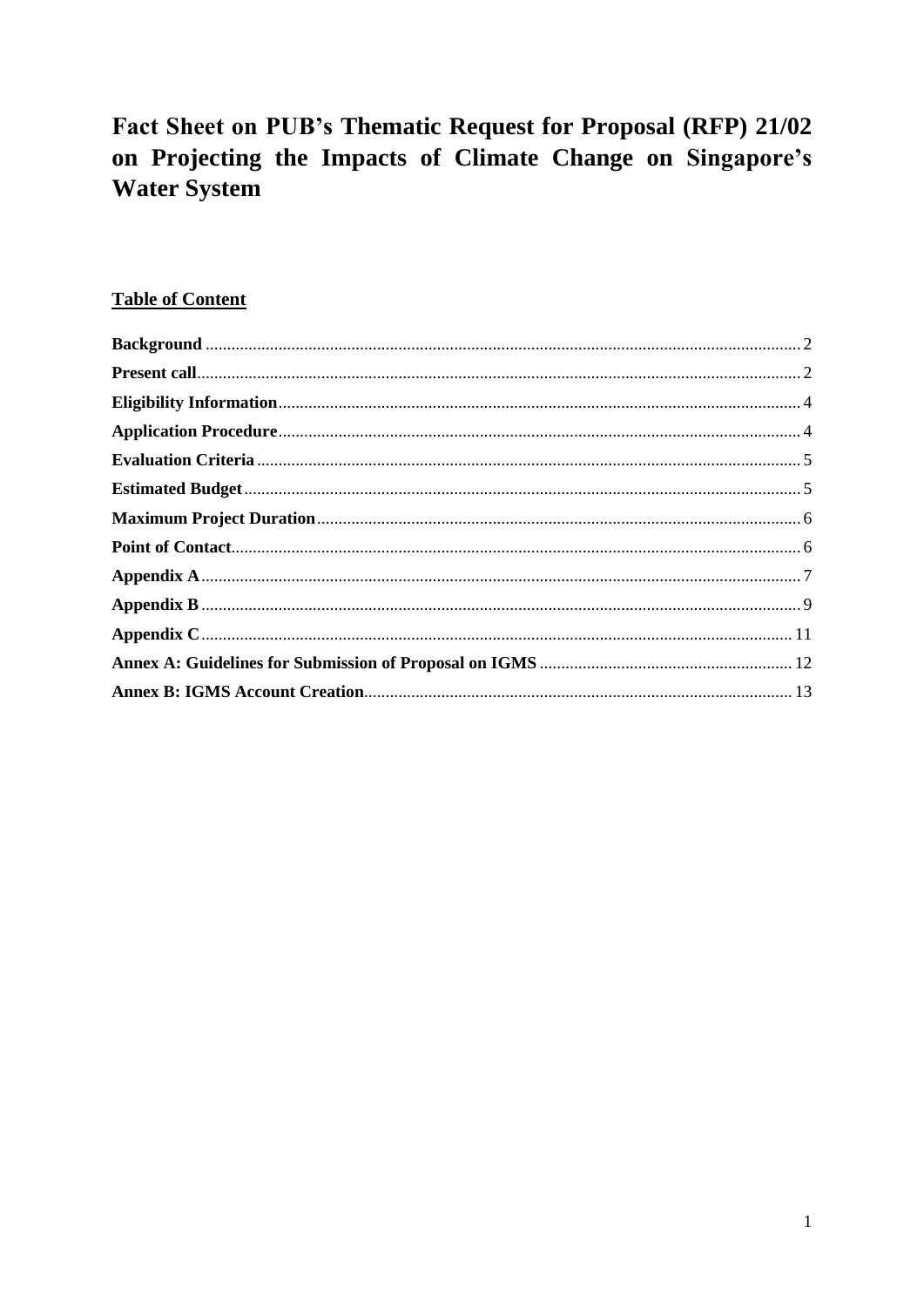# Fact Sheet on PUB's Thematic Request for Proposal (RFP) 21/02 on Projecting the Impacts of Climate Change on Singapore's Water System

## Table of Content

**Background** .......... 2
**Present call** .......... 2
**Eligibility Information** .......... 4
**Application Procedure** .......... 4
**Evaluation Criteria** .......... 5
**Estimated Budget** .......... 5
**Maximum Project Duration** .......... 6
**Point of Contact** .......... 6
**Appendix A** .......... 7
**Appendix B** .......... 9
**Appendix C** .......... 11
**Annex A: Guidelines for Submission of Proposal on IGMS** .......... 12
**Annex B: IGMS Account Creation** .......... 13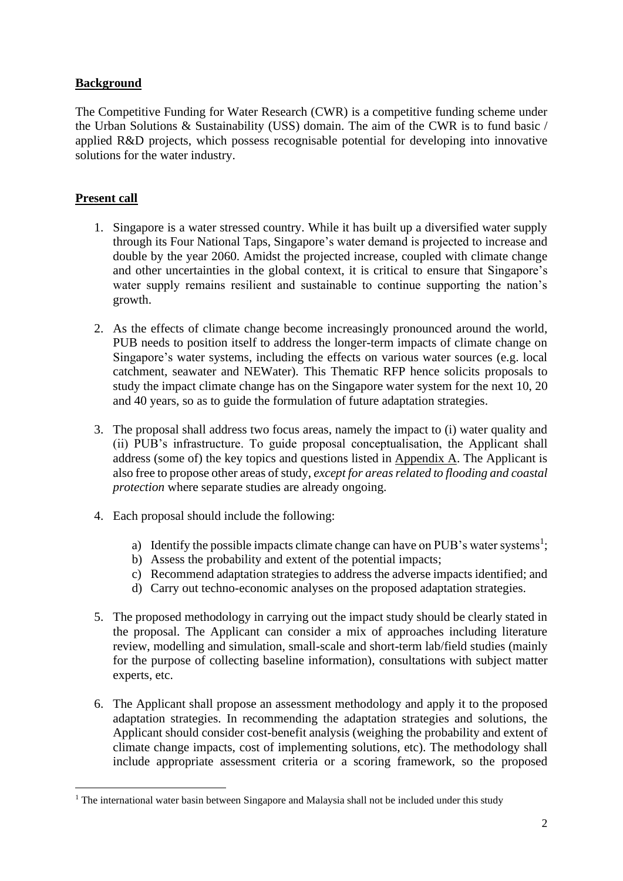**Background**

The Competitive Funding for Water Research (CWR) is a competitive funding scheme under the Urban Solutions & Sustainability (USS) domain. The aim of the CWR is to fund basic / applied R&D projects, which possess recognisable potential for developing into innovative solutions for the water industry.

**Present call**

1. Singapore is a water stressed country. While it has built up a diversified water supply through its Four National Taps, Singapore's water demand is projected to increase and double by the year 2060. Amidst the projected increase, coupled with climate change and other uncertainties in the global context, it is critical to ensure that Singapore's water supply remains resilient and sustainable to continue supporting the nation's growth.

2. As the effects of climate change become increasingly pronounced around the world, PUB needs to position itself to address the longer-term impacts of climate change on Singapore's water systems, including the effects on various water sources (e.g. local catchment, seawater and NEWater). This Thematic RFP hence solicits proposals to study the impact climate change has on the Singapore water system for the next 10, 20 and 40 years, so as to guide the formulation of future adaptation strategies.

3. The proposal shall address two focus areas, namely the impact to (i) water quality and (ii) PUB's infrastructure. To guide proposal conceptualisation, the Applicant shall address (some of) the key topics and questions listed in Appendix A. The Applicant is also free to propose other areas of study, *except for areas related to flooding and coastal protection* where separate studies are already ongoing.

4. Each proposal should include the following:

   a) Identify the possible impacts climate change can have on PUB's water systems[1];
   b) Assess the probability and extent of the potential impacts;
   c) Recommend adaptation strategies to address the adverse impacts identified; and
   d) Carry out techno-economic analyses on the proposed adaptation strategies.

5. The proposed methodology in carrying out the impact study should be clearly stated in the proposal. The Applicant can consider a mix of approaches including literature review, modelling and simulation, small-scale and short-term lab/field studies (mainly for the purpose of collecting baseline information), consultations with subject matter experts, etc.

6. The Applicant shall propose an assessment methodology and apply it to the proposed adaptation strategies. In recommending the adaptation strategies and solutions, the Applicant should consider cost-benefit analysis (weighing the probability and extent of climate change impacts, cost of implementing solutions, etc). The methodology shall include appropriate assessment criteria or a scoring framework, so the proposed

[1] The international water basin between Singapore and Malaysia shall not be included under this study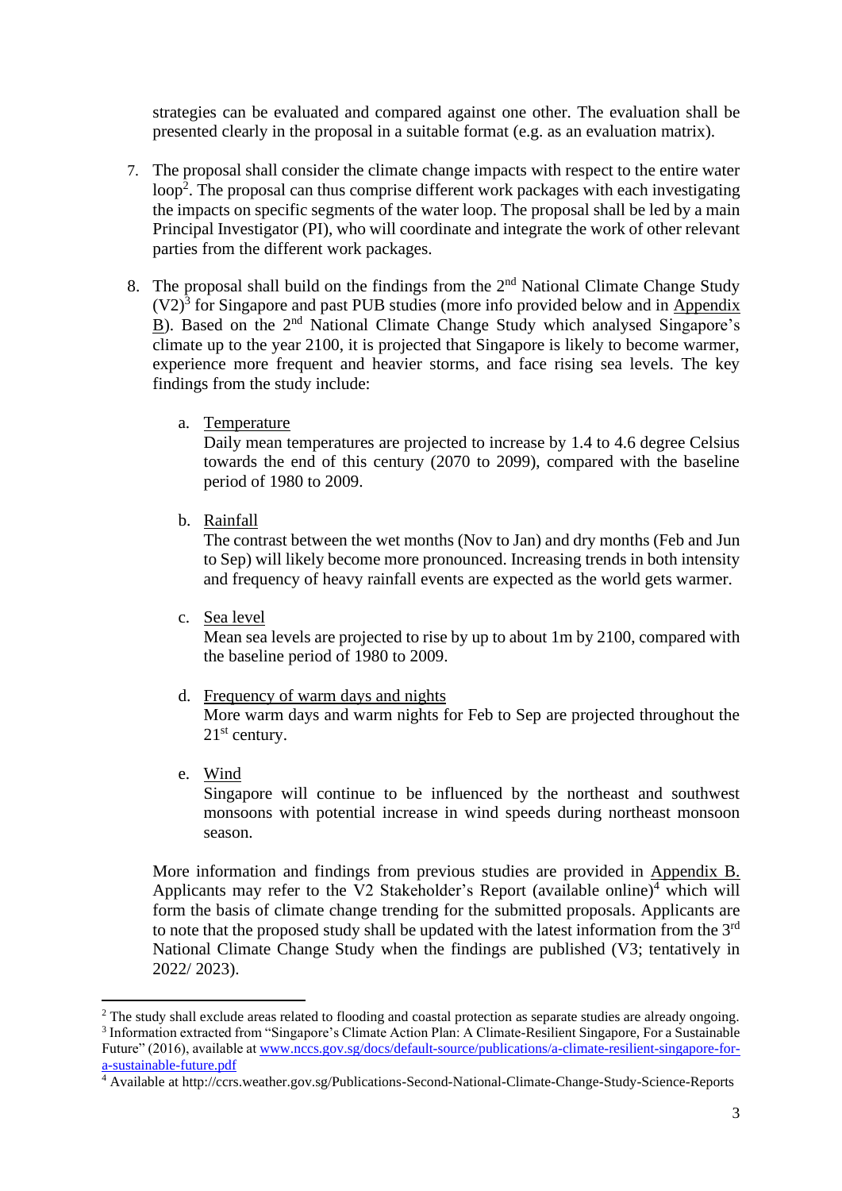strategies can be evaluated and compared against one other. The evaluation shall be presented clearly in the proposal in a suitable format (e.g. as an evaluation matrix).

7. The proposal shall consider the climate change impacts with respect to the entire water loop[2]. The proposal can thus comprise different work packages with each investigating the impacts on specific segments of the water loop. The proposal shall be led by a main Principal Investigator (PI), who will coordinate and integrate the work of other relevant parties from the different work packages.

8. The proposal shall build on the findings from the 2nd National Climate Change Study (V2)[3] for Singapore and past PUB studies (more info provided below and in Appendix B). Based on the 2nd National Climate Change Study which analysed Singapore's climate up to the year 2100, it is projected that Singapore is likely to become warmer, experience more frequent and heavier storms, and face rising sea levels. The key findings from the study include:

   a. Temperature
      Daily mean temperatures are projected to increase by 1.4 to 4.6 degree Celsius towards the end of this century (2070 to 2099), compared with the baseline period of 1980 to 2009.

   b. Rainfall
      The contrast between the wet months (Nov to Jan) and dry months (Feb and Jun to Sep) will likely become more pronounced. Increasing trends in both intensity and frequency of heavy rainfall events are expected as the world gets warmer.

   c. Sea level
      Mean sea levels are projected to rise by up to about 1m by 2100, compared with the baseline period of 1980 to 2009.

   d. Frequency of warm days and nights
      More warm days and warm nights for Feb to Sep are projected throughout the 21st century.

   e. Wind
      Singapore will continue to be influenced by the northeast and southwest monsoons with potential increase in wind speeds during northeast monsoon season.

   More information and findings from previous studies are provided in Appendix B. Applicants may refer to the V2 Stakeholder's Report (available online)[4] which will form the basis of climate change trending for the submitted proposals. Applicants are to note that the proposed study shall be updated with the latest information from the 3rd National Climate Change Study when the findings are published (V3; tentatively in 2022/ 2023).

---

[2] The study shall exclude areas related to flooding and coastal protection as separate studies are already ongoing.

[3] Information extracted from "Singapore's Climate Action Plan: A Climate-Resilient Singapore, For a Sustainable Future" (2016), available at www.nccs.gov.sg/docs/default-source/publications/a-climate-resilient-singapore-for-a-sustainable-future.pdf

[4] Available at http://ccrs.weather.gov.sg/Publications-Second-National-Climate-Change-Study-Science-Reports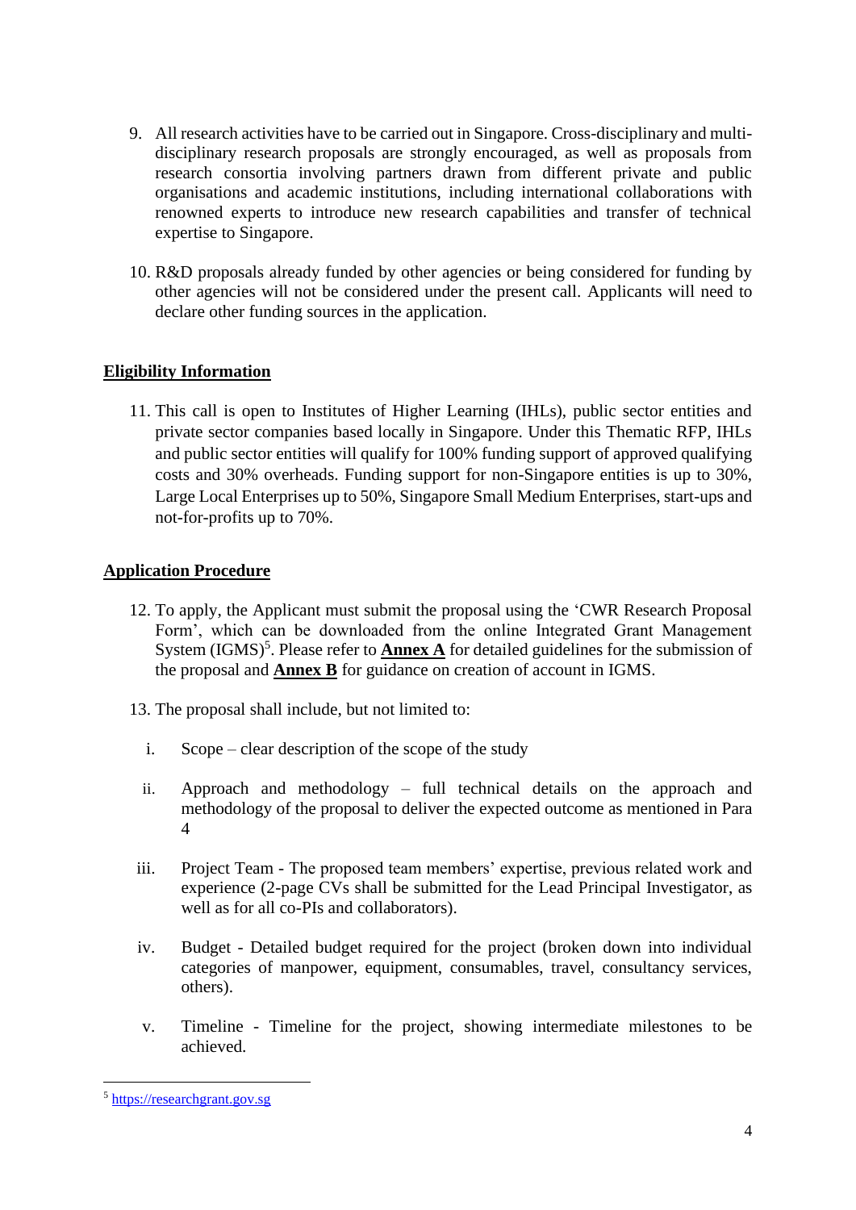9. All research activities have to be carried out in Singapore. Cross-disciplinary and multi-disciplinary research proposals are strongly encouraged, as well as proposals from research consortia involving partners drawn from different private and public organisations and academic institutions, including international collaborations with renowned experts to introduce new research capabilities and transfer of technical expertise to Singapore.

10. R&D proposals already funded by other agencies or being considered for funding by other agencies will not be considered under the present call. Applicants will need to declare other funding sources in the application.

## Eligibility Information

11. This call is open to Institutes of Higher Learning (IHLs), public sector entities and private sector companies based locally in Singapore. Under this Thematic RFP, IHLs and public sector entities will qualify for 100% funding support of approved qualifying costs and 30% overheads. Funding support for non-Singapore entities is up to 30%, Large Local Enterprises up to 50%, Singapore Small Medium Enterprises, start-ups and not-for-profits up to 70%.

## Application Procedure

12. To apply, the Applicant must submit the proposal using the 'CWR Research Proposal Form', which can be downloaded from the online Integrated Grant Management System (IGMS)[5]. Please refer to **Annex A** for detailed guidelines for the submission of the proposal and **Annex B** for guidance on creation of account in IGMS.

13. The proposal shall include, but not limited to:

    i. Scope – clear description of the scope of the study

    ii. Approach and methodology – full technical details on the approach and methodology of the proposal to deliver the expected outcome as mentioned in Para 4

    iii. Project Team - The proposed team members' expertise, previous related work and experience (2-page CVs shall be submitted for the Lead Principal Investigator, as well as for all co-PIs and collaborators).

    iv. Budget - Detailed budget required for the project (broken down into individual categories of manpower, equipment, consumables, travel, consultancy services, others).

    v. Timeline - Timeline for the project, showing intermediate milestones to be achieved.

---

[5] https://researchgrant.gov.sg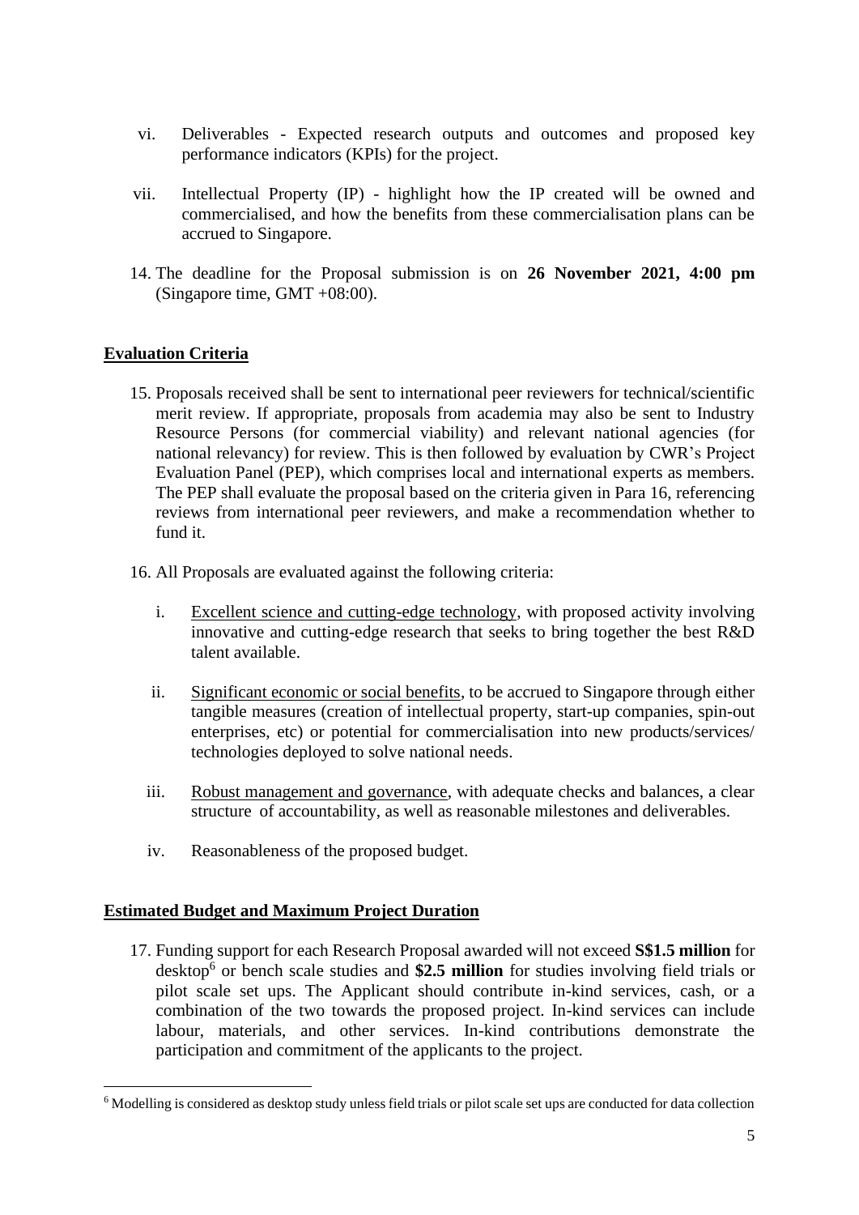vi. Deliverables - Expected research outputs and outcomes and proposed key performance indicators (KPIs) for the project.

vii. Intellectual Property (IP) - highlight how the IP created will be owned and commercialised, and how the benefits from these commercialisation plans can be accrued to Singapore.

14. The deadline for the Proposal submission is on **26 November 2021, 4:00 pm** (Singapore time, GMT +08:00).

## Evaluation Criteria

15. Proposals received shall be sent to international peer reviewers for technical/scientific merit review. If appropriate, proposals from academia may also be sent to Industry Resource Persons (for commercial viability) and relevant national agencies (for national relevancy) for review. This is then followed by evaluation by CWR's Project Evaluation Panel (PEP), which comprises local and international experts as members. The PEP shall evaluate the proposal based on the criteria given in Para 16, referencing reviews from international peer reviewers, and make a recommendation whether to fund it.

16. All Proposals are evaluated against the following criteria:

    i. Excellent science and cutting-edge technology, with proposed activity involving innovative and cutting-edge research that seeks to bring together the best R&D talent available.

    ii. Significant economic or social benefits, to be accrued to Singapore through either tangible measures (creation of intellectual property, start-up companies, spin-out enterprises, etc) or potential for commercialisation into new products/services/ technologies deployed to solve national needs.

    iii. Robust management and governance, with adequate checks and balances, a clear structure of accountability, as well as reasonable milestones and deliverables.

    iv. Reasonableness of the proposed budget.

## Estimated Budget and Maximum Project Duration

17. Funding support for each Research Proposal awarded will not exceed **S$1.5 million** for desktop[6] or bench scale studies and **$2.5 million** for studies involving field trials or pilot scale set ups. The Applicant should contribute in-kind services, cash, or a combination of the two towards the proposed project. In-kind services can include labour, materials, and other services. In-kind contributions demonstrate the participation and commitment of the applicants to the project.

[6] Modelling is considered as desktop study unless field trials or pilot scale set ups are conducted for data collection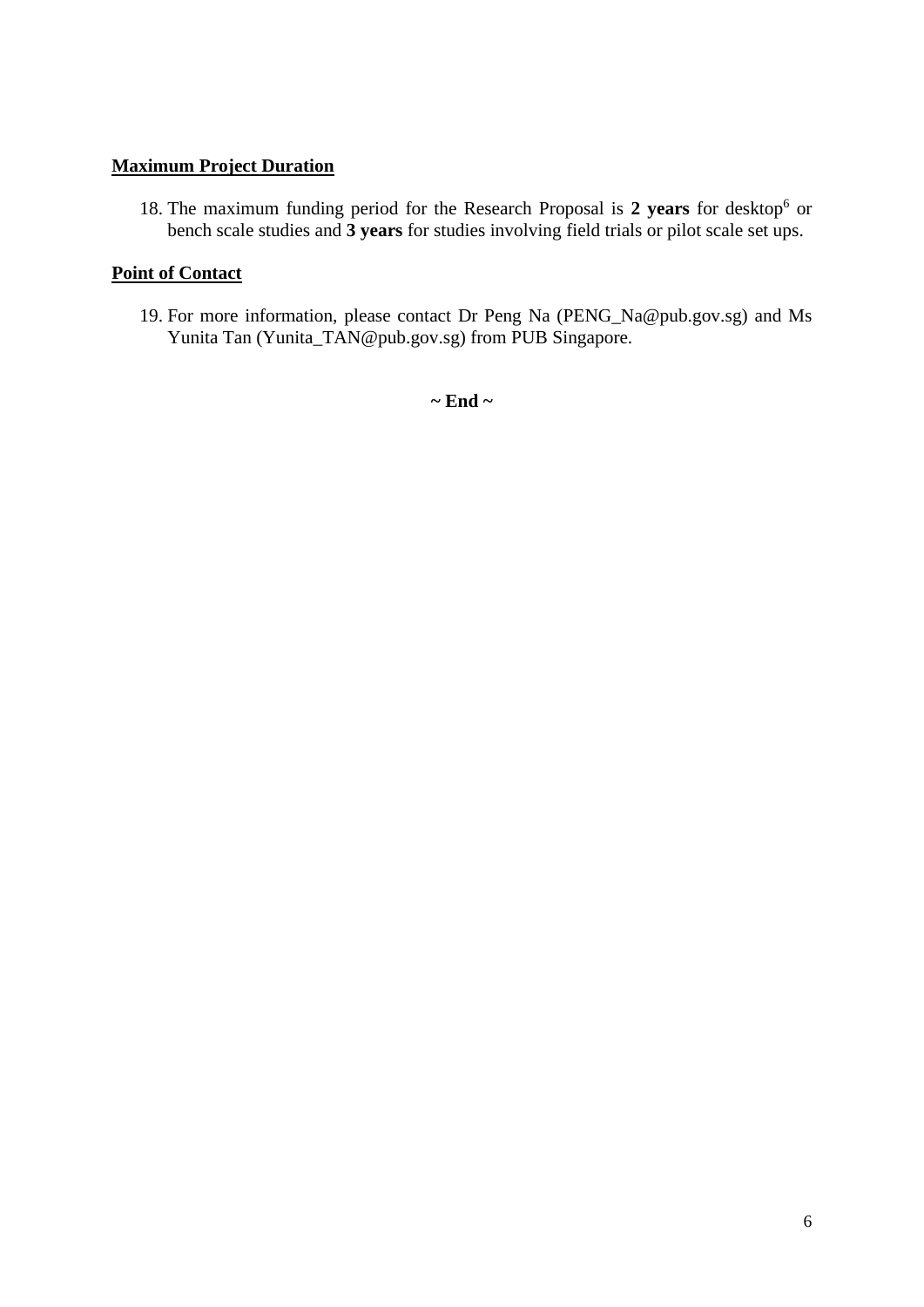**Maximum Project Duration**

18. The maximum funding period for the Research Proposal is **2 years** for desktop[6] or bench scale studies and **3 years** for studies involving field trials or pilot scale set ups.

**Point of Contact**

19. For more information, please contact Dr Peng Na (PENG_Na@pub.gov.sg) and Ms Yunita Tan (Yunita_TAN@pub.gov.sg) from PUB Singapore.

**~ End ~**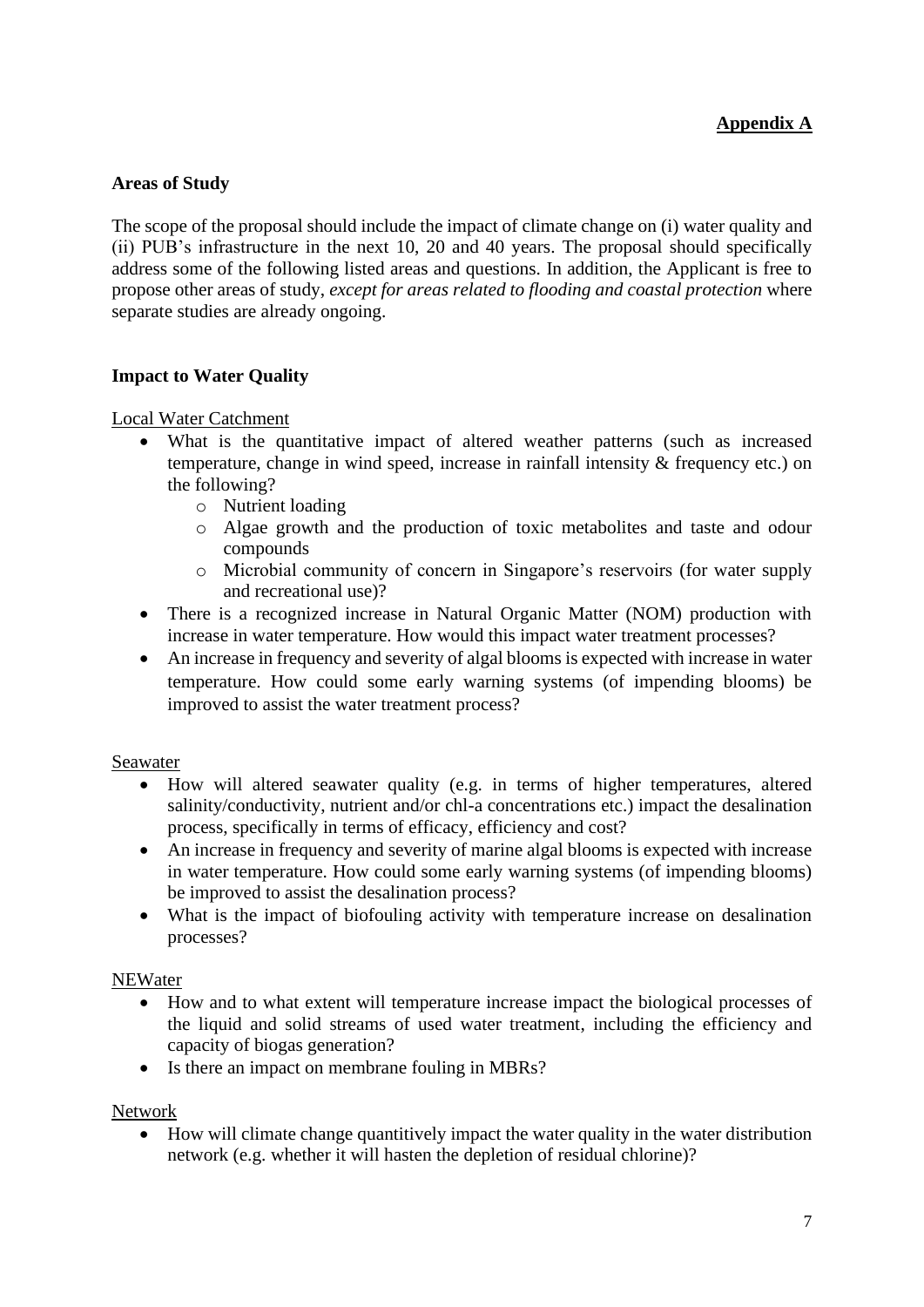**Appendix A**

**Areas of Study**

The scope of the proposal should include the impact of climate change on (i) water quality and (ii) PUB's infrastructure in the next 10, 20 and 40 years. The proposal should specifically address some of the following listed areas and questions. In addition, the Applicant is free to propose other areas of study, *except for areas related to flooding and coastal protection* where separate studies are already ongoing.

**Impact to Water Quality**

<u>Local Water Catchment</u>

- What is the quantitative impact of altered weather patterns (such as increased temperature, change in wind speed, increase in rainfall intensity & frequency etc.) on the following?
  - Nutrient loading
  - Algae growth and the production of toxic metabolites and taste and odour compounds
  - Microbial community of concern in Singapore's reservoirs (for water supply and recreational use)?
- There is a recognized increase in Natural Organic Matter (NOM) production with increase in water temperature. How would this impact water treatment processes?
- An increase in frequency and severity of algal blooms is expected with increase in water temperature. How could some early warning systems (of impending blooms) be improved to assist the water treatment process?

<u>Seawater</u>

- How will altered seawater quality (e.g. in terms of higher temperatures, altered salinity/conductivity, nutrient and/or chl-a concentrations etc.) impact the desalination process, specifically in terms of efficacy, efficiency and cost?
- An increase in frequency and severity of marine algal blooms is expected with increase in water temperature. How could some early warning systems (of impending blooms) be improved to assist the desalination process?
- What is the impact of biofouling activity with temperature increase on desalination processes?

<u>NEWater</u>

- How and to what extent will temperature increase impact the biological processes of the liquid and solid streams of used water treatment, including the efficiency and capacity of biogas generation?
- Is there an impact on membrane fouling in MBRs?

<u>Network</u>

- How will climate change quantitively impact the water quality in the water distribution network (e.g. whether it will hasten the depletion of residual chlorine)?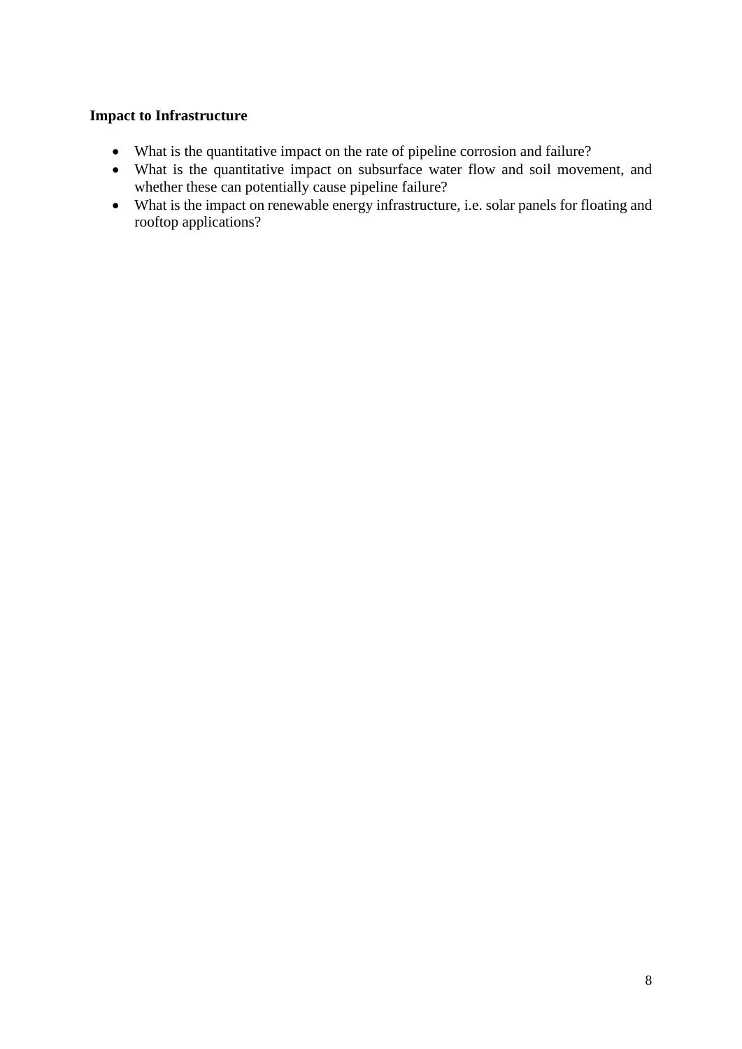**Impact to Infrastructure**

- What is the quantitative impact on the rate of pipeline corrosion and failure?
- What is the quantitative impact on subsurface water flow and soil movement, and whether these can potentially cause pipeline failure?
- What is the impact on renewable energy infrastructure, i.e. solar panels for floating and rooftop applications?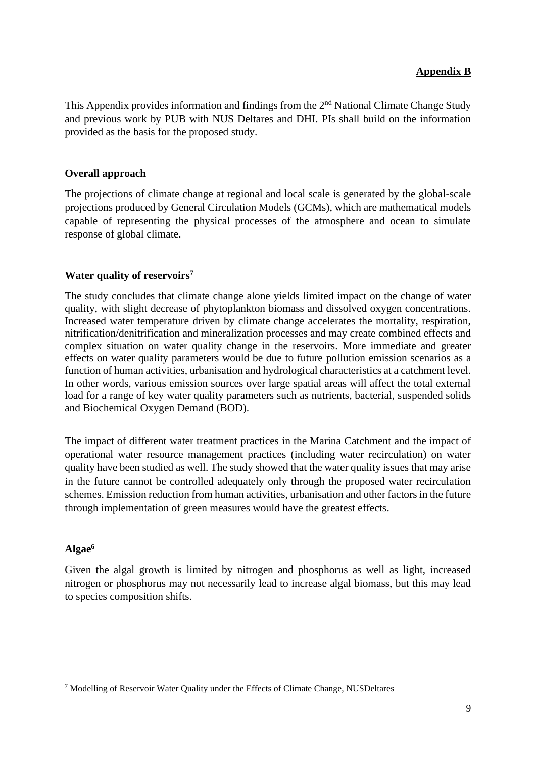**Appendix B**

This Appendix provides information and findings from the 2nd National Climate Change Study and previous work by PUB with NUS Deltares and DHI. PIs shall build on the information provided as the basis for the proposed study.

### Overall approach

The projections of climate change at regional and local scale is generated by the global-scale projections produced by General Circulation Models (GCMs), which are mathematical models capable of representing the physical processes of the atmosphere and ocean to simulate response of global climate.

### Water quality of reservoirs[7]

The study concludes that climate change alone yields limited impact on the change of water quality, with slight decrease of phytoplankton biomass and dissolved oxygen concentrations. Increased water temperature driven by climate change accelerates the mortality, respiration, nitrification/denitrification and mineralization processes and may create combined effects and complex situation on water quality change in the reservoirs. More immediate and greater effects on water quality parameters would be due to future pollution emission scenarios as a function of human activities, urbanisation and hydrological characteristics at a catchment level. In other words, various emission sources over large spatial areas will affect the total external load for a range of key water quality parameters such as nutrients, bacterial, suspended solids and Biochemical Oxygen Demand (BOD).

The impact of different water treatment practices in the Marina Catchment and the impact of operational water resource management practices (including water recirculation) on water quality have been studied as well. The study showed that the water quality issues that may arise in the future cannot be controlled adequately only through the proposed water recirculation schemes. Emission reduction from human activities, urbanisation and other factors in the future through implementation of green measures would have the greatest effects.

### Algae[6]

Given the algal growth is limited by nitrogen and phosphorus as well as light, increased nitrogen or phosphorus may not necessarily lead to increase algal biomass, but this may lead to species composition shifts.

---

[7] Modelling of Reservoir Water Quality under the Effects of Climate Change, NUSDeltares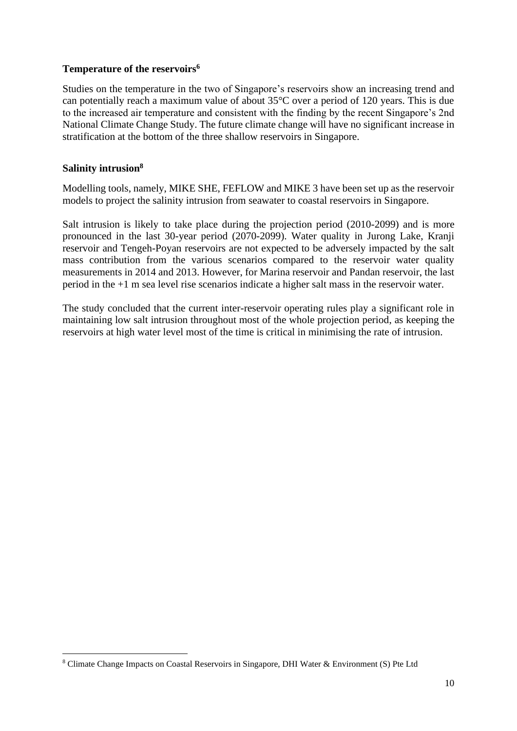**Temperature of the reservoirs[6]**

Studies on the temperature in the two of Singapore's reservoirs show an increasing trend and can potentially reach a maximum value of about 35°C over a period of 120 years. This is due to the increased air temperature and consistent with the finding by the recent Singapore's 2nd National Climate Change Study. The future climate change will have no significant increase in stratification at the bottom of the three shallow reservoirs in Singapore.

**Salinity intrusion[8]**

Modelling tools, namely, MIKE SHE, FEFLOW and MIKE 3 have been set up as the reservoir models to project the salinity intrusion from seawater to coastal reservoirs in Singapore.

Salt intrusion is likely to take place during the projection period (2010-2099) and is more pronounced in the last 30-year period (2070-2099). Water quality in Jurong Lake, Kranji reservoir and Tengeh-Poyan reservoirs are not expected to be adversely impacted by the salt mass contribution from the various scenarios compared to the reservoir water quality measurements in 2014 and 2013. However, for Marina reservoir and Pandan reservoir, the last period in the +1 m sea level rise scenarios indicate a higher salt mass in the reservoir water.

The study concluded that the current inter-reservoir operating rules play a significant role in maintaining low salt intrusion throughout most of the whole projection period, as keeping the reservoirs at high water level most of the time is critical in minimising the rate of intrusion.

[8] Climate Change Impacts on Coastal Reservoirs in Singapore, DHI Water & Environment (S) Pte Ltd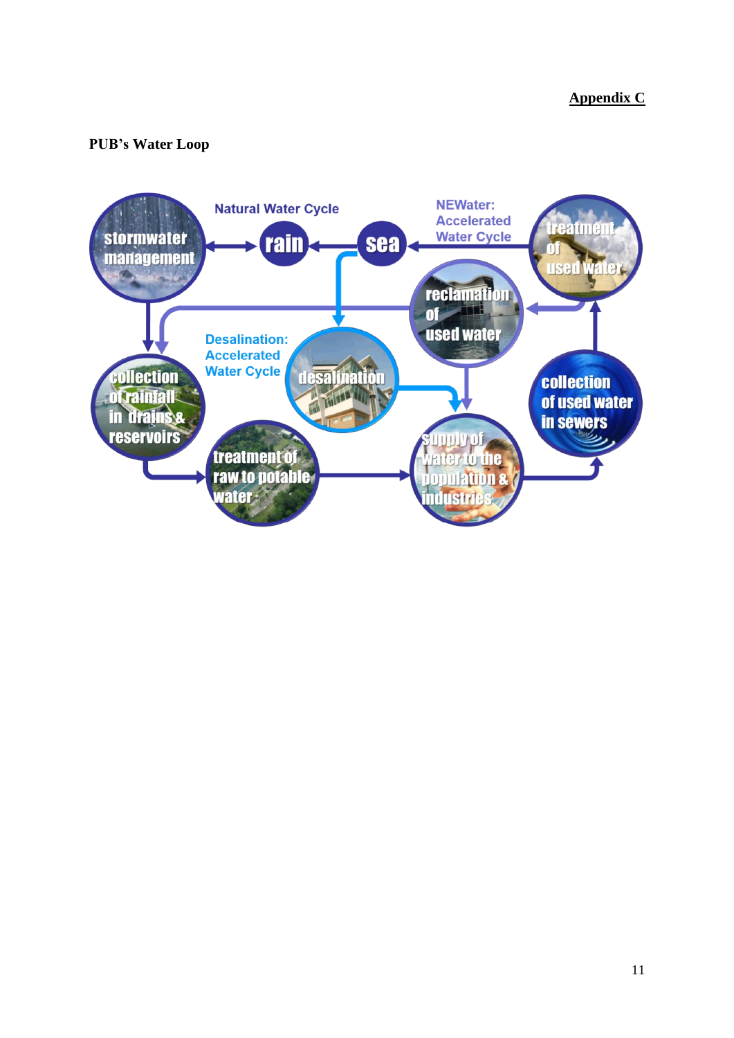**Appendix C**

**PUB's Water Loop**

Natural Water Cycle

NEWater: Accelerated Water Cycle

Desalination: Accelerated Water Cycle

stormwater management

rain

sea

treatment of used water

reclamation of used water

desalination

collection of rainfall in drains & reservoirs

collection of used water in sewers

treatment of raw to potable water

supply of water to the population & industries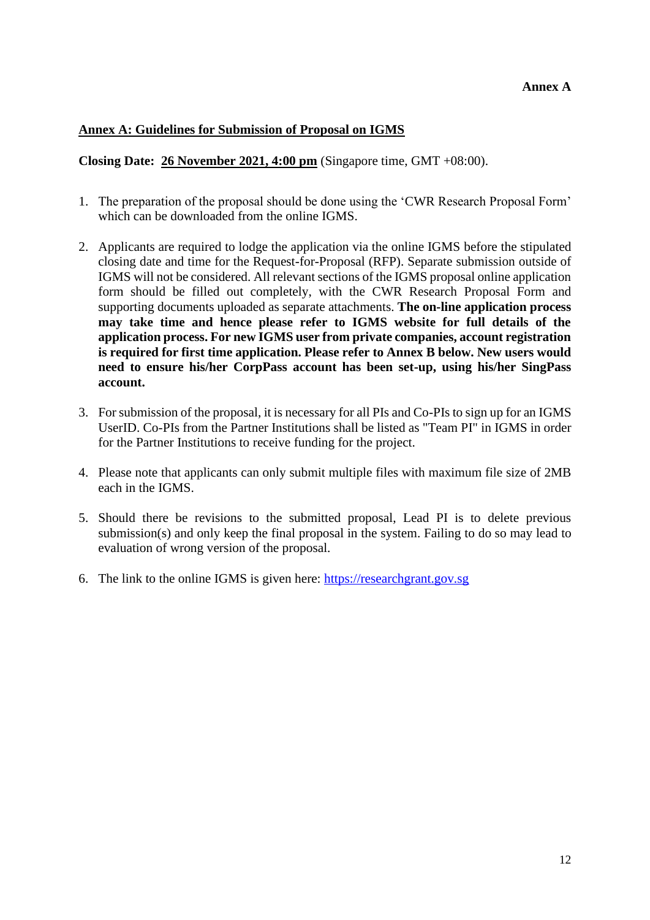**Annex A**

## Annex A: Guidelines for Submission of Proposal on IGMS

**Closing Date: 26 November 2021, 4:00 pm** (Singapore time, GMT +08:00).

1. The preparation of the proposal should be done using the 'CWR Research Proposal Form' which can be downloaded from the online IGMS.

2. Applicants are required to lodge the application via the online IGMS before the stipulated closing date and time for the Request-for-Proposal (RFP). Separate submission outside of IGMS will not be considered. All relevant sections of the IGMS proposal online application form should be filled out completely, with the CWR Research Proposal Form and supporting documents uploaded as separate attachments. **The on-line application process may take time and hence please refer to IGMS website for full details of the application process. For new IGMS user from private companies, account registration is required for first time application. Please refer to Annex B below. New users would need to ensure his/her CorpPass account has been set-up, using his/her SingPass account.**

3. For submission of the proposal, it is necessary for all PIs and Co-PIs to sign up for an IGMS UserID. Co-PIs from the Partner Institutions shall be listed as "Team PI" in IGMS in order for the Partner Institutions to receive funding for the project.

4. Please note that applicants can only submit multiple files with maximum file size of 2MB each in the IGMS.

5. Should there be revisions to the submitted proposal, Lead PI is to delete previous submission(s) and only keep the final proposal in the system. Failing to do so may lead to evaluation of wrong version of the proposal.

6. The link to the online IGMS is given here: [https://researchgrant.gov.sg](https://researchgrant.gov.sg)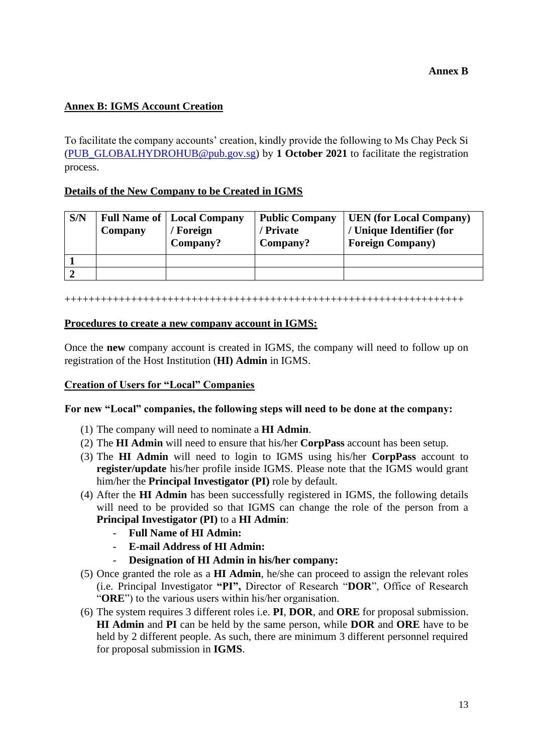**Annex B**

## Annex B: IGMS Account Creation

To facilitate the company accounts' creation, kindly provide the following to Ms Chay Peck Si (PUB_GLOBALHYDROHUB@pub.gov.sg) by **1 October 2021** to facilitate the registration process.

### Details of the New Company to be Created in IGMS

| S/N | Full Name of Company | Local Company / Foreign Company? | Public Company / Private Company? | UEN (for Local Company) / Unique Identifier (for Foreign Company) |
|---|---|---|---|---|
| **1** | | | | |
| **2** | | | | |

++++++++++++++++++++++++++++++++++++++++++++++++++++++++++++++++++

### Procedures to create a new company account in IGMS:

Once the **new** company account is created in IGMS, the company will need to follow up on registration of the Host Institution (**HI) Admin** in IGMS.

### Creation of Users for "Local" Companies

**For new "Local" companies, the following steps will need to be done at the company:**

(1) The company will need to nominate a **HI Admin**.
(2) The **HI Admin** will need to ensure that his/her **CorpPass** account has been setup.
(3) The **HI Admin** will need to login to IGMS using his/her **CorpPass** account to **register/update** his/her profile inside IGMS. Please note that the IGMS would grant him/her the **Principal Investigator (PI)** role by default.
(4) After the **HI Admin** has been successfully registered in IGMS, the following details will need to be provided so that IGMS can change the role of the person from a **Principal Investigator (PI)** to a **HI Admin**:
   - **Full Name of HI Admin:**
   - **E-mail Address of HI Admin:**
   - **Designation of HI Admin in his/her company:**
(5) Once granted the role as a **HI Admin**, he/she can proceed to assign the relevant roles (i.e. Principal Investigator **"PI",** Director of Research "**DOR**", Office of Research "**ORE**") to the various users within his/her organisation.
(6) The system requires 3 different roles i.e. **PI**, **DOR**, and **ORE** for proposal submission. **HI Admin** and **PI** can be held by the same person, while **DOR** and **ORE** have to be held by 2 different people. As such, there are minimum 3 different personnel required for proposal submission in **IGMS**.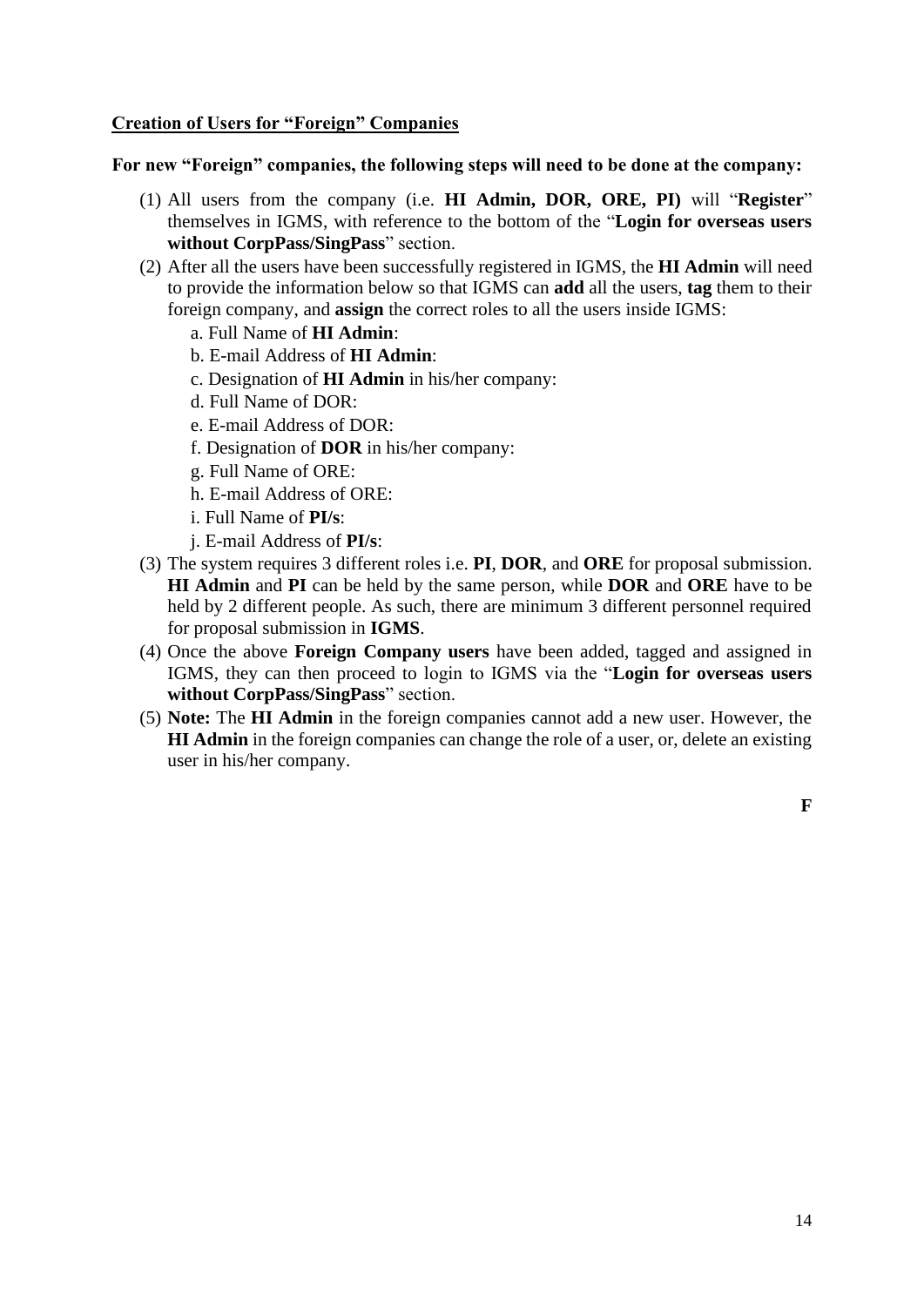**<u>Creation of Users for "Foreign" Companies</u>**

**For new "Foreign" companies, the following steps will need to be done at the company:**

(1) All users from the company (i.e. **HI Admin, DOR, ORE, PI)** will "**Register**" themselves in IGMS, with reference to the bottom of the "**Login for overseas users without CorpPass/SingPass**" section.

(2) After all the users have been successfully registered in IGMS, the **HI Admin** will need to provide the information below so that IGMS can **add** all the users, **tag** them to their foreign company, and **assign** the correct roles to all the users inside IGMS:

   a. Full Name of **HI Admin**:
   
   b. E-mail Address of **HI Admin**:
   
   c. Designation of **HI Admin** in his/her company:
   
   d. Full Name of DOR:
   
   e. E-mail Address of DOR:
   
   f. Designation of **DOR** in his/her company:
   
   g. Full Name of ORE:
   
   h. E-mail Address of ORE:
   
   i. Full Name of **PI/s**:
   
   j. E-mail Address of **PI/s**:

(3) The system requires 3 different roles i.e. **PI**, **DOR**, and **ORE** for proposal submission. **HI Admin** and **PI** can be held by the same person, while **DOR** and **ORE** have to be held by 2 different people. As such, there are minimum 3 different personnel required for proposal submission in **IGMS**.

(4) Once the above **Foreign Company users** have been added, tagged and assigned in IGMS, they can then proceed to login to IGMS via the "**Login for overseas users without CorpPass/SingPass**" section.

(5) **Note:** The **HI Admin** in the foreign companies cannot add a new user. However, the **HI Admin** in the foreign companies can change the role of a user, or, delete an existing user in his/her company.

**F**